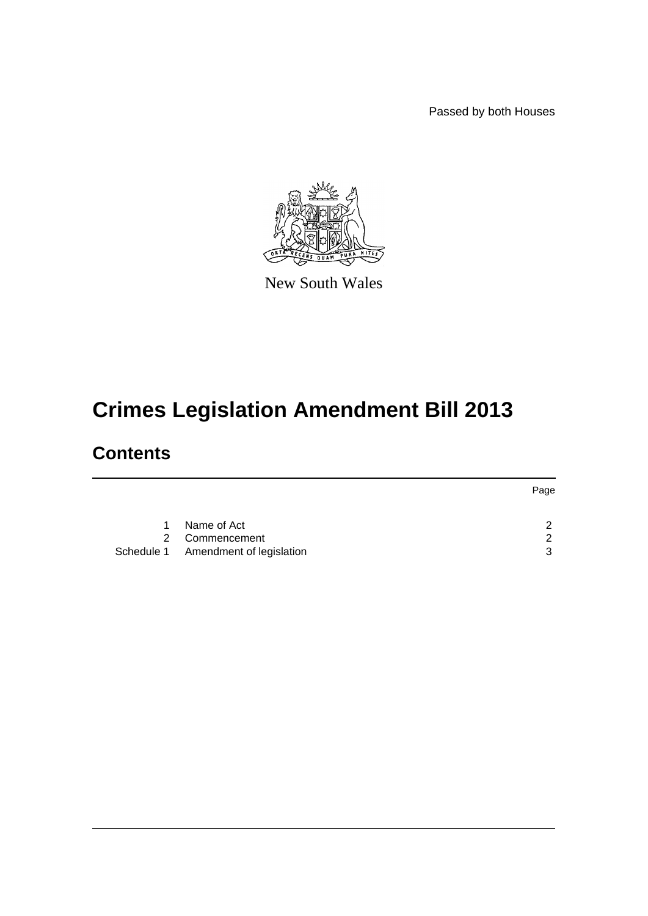Passed by both Houses

New South Wales

# Crimes Legislation Amendment Bill 2013

## Contents

| | | Page |
|---|---|---|
| 1 | Name of Act | 2 |
| 2 | Commencement | 2 |
| Schedule 1 | Amendment of legislation | 3 |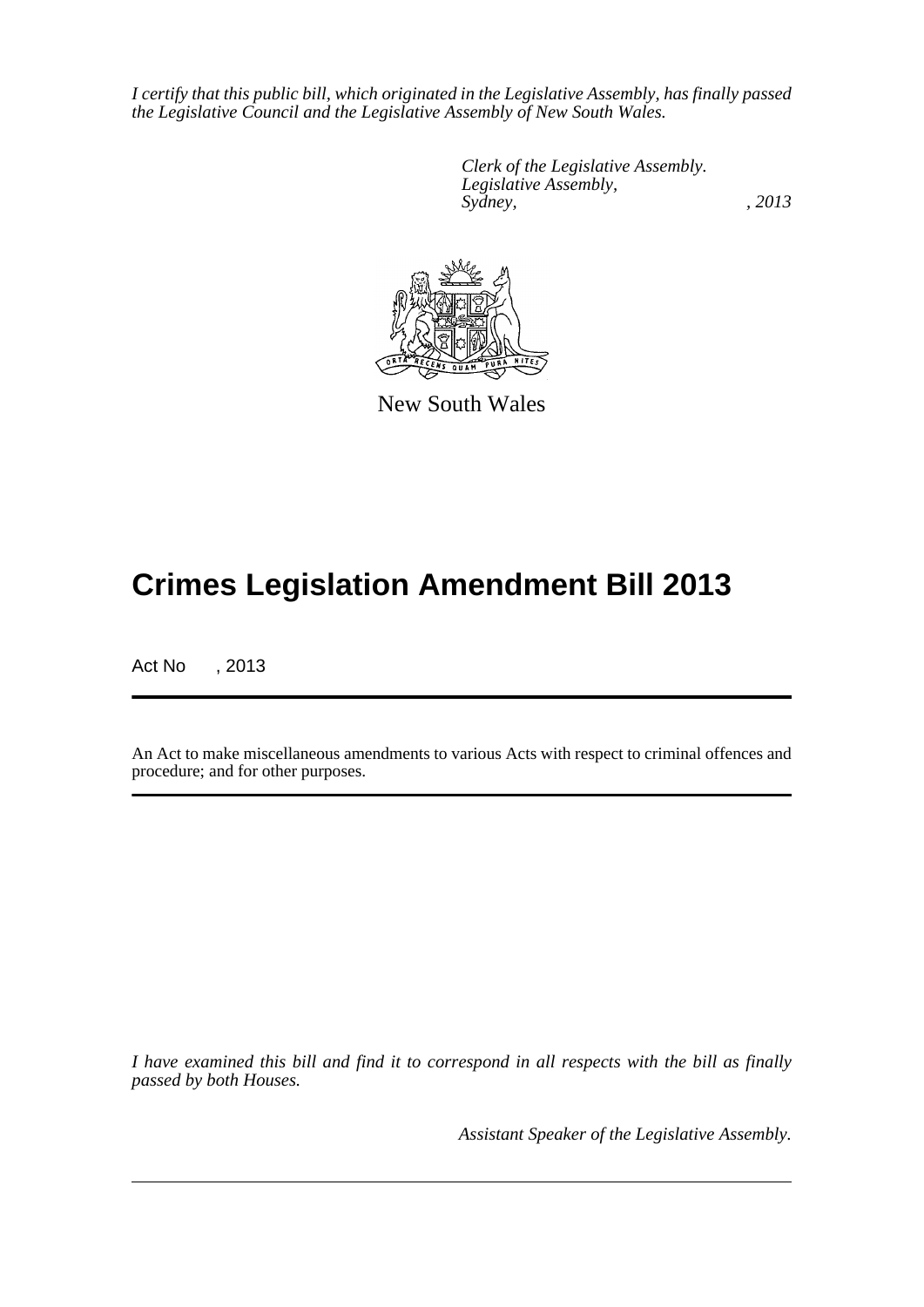*I certify that this public bill, which originated in the Legislative Assembly, has finally passed the Legislative Council and the Legislative Assembly of New South Wales.*

*Clerk of the Legislative Assembly.*
*Legislative Assembly,*
*Sydney, , 2013*

New South Wales

# Crimes Legislation Amendment Bill 2013

Act No , 2013

An Act to make miscellaneous amendments to various Acts with respect to criminal offences and procedure; and for other purposes.

*I have examined this bill and find it to correspond in all respects with the bill as finally passed by both Houses.*

*Assistant Speaker of the Legislative Assembly.*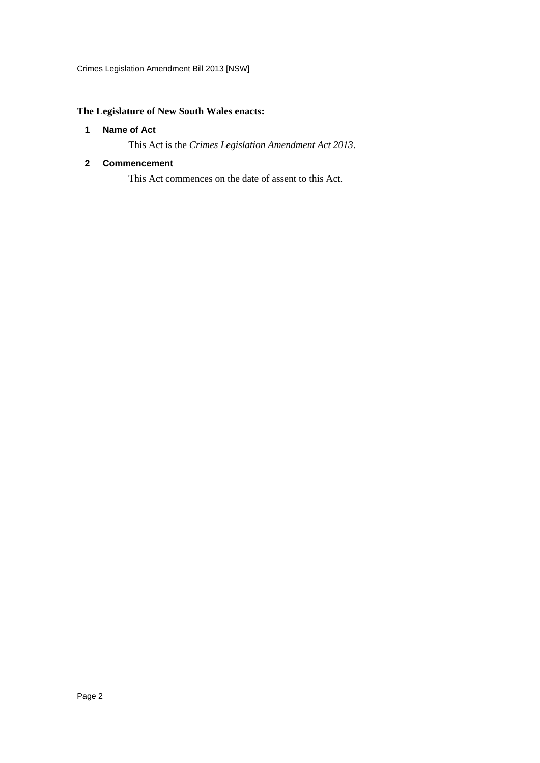**The Legislature of New South Wales enacts:**

## 1 Name of Act

This Act is the *Crimes Legislation Amendment Act 2013*.

## 2 Commencement

This Act commences on the date of assent to this Act.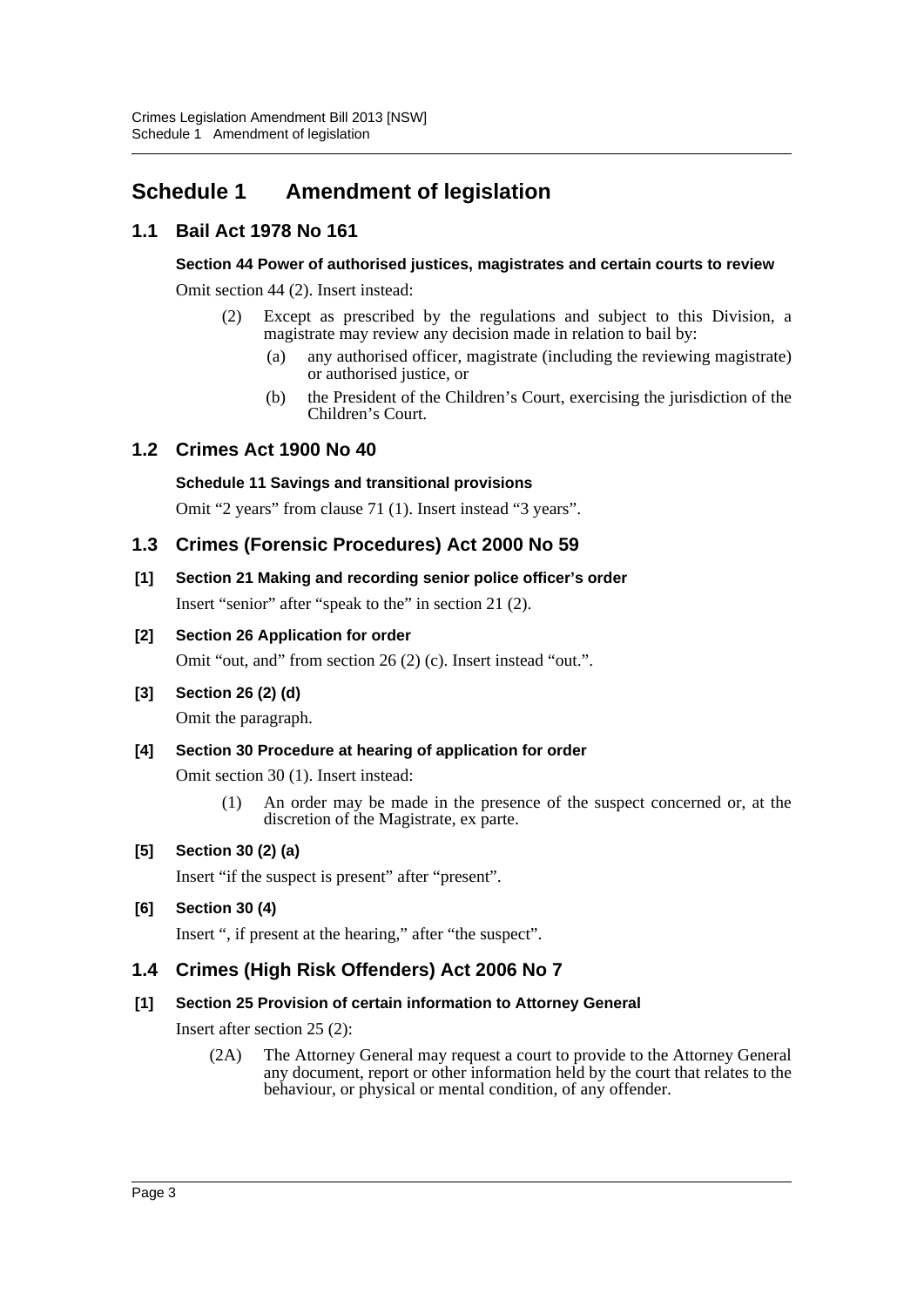# Schedule 1 Amendment of legislation

## 1.1 Bail Act 1978 No 161

#### Section 44 Power of authorised justices, magistrates and certain courts to review

Omit section 44 (2). Insert instead:

> (2) Except as prescribed by the regulations and subject to this Division, a magistrate may review any decision made in relation to bail by:
>
> (a) any authorised officer, magistrate (including the reviewing magistrate) or authorised justice, or
>
> (b) the President of the Children's Court, exercising the jurisdiction of the Children's Court.

## 1.2 Crimes Act 1900 No 40

#### Schedule 11 Savings and transitional provisions

Omit "2 years" from clause 71 (1). Insert instead "3 years".

## 1.3 Crimes (Forensic Procedures) Act 2000 No 59

#### [1] Section 21 Making and recording senior police officer's order

Insert "senior" after "speak to the" in section 21 (2).

#### [2] Section 26 Application for order

Omit "out, and" from section 26 (2) (c). Insert instead "out.".

#### [3] Section 26 (2) (d)

Omit the paragraph.

#### [4] Section 30 Procedure at hearing of application for order

Omit section 30 (1). Insert instead:

> (1) An order may be made in the presence of the suspect concerned or, at the discretion of the Magistrate, ex parte.

#### [5] Section 30 (2) (a)

Insert "if the suspect is present" after "present".

#### [6] Section 30 (4)

Insert ", if present at the hearing," after "the suspect".

## 1.4 Crimes (High Risk Offenders) Act 2006 No 7

#### [1] Section 25 Provision of certain information to Attorney General

Insert after section 25 (2):

> (2A) The Attorney General may request a court to provide to the Attorney General any document, report or other information held by the court that relates to the behaviour, or physical or mental condition, of any offender.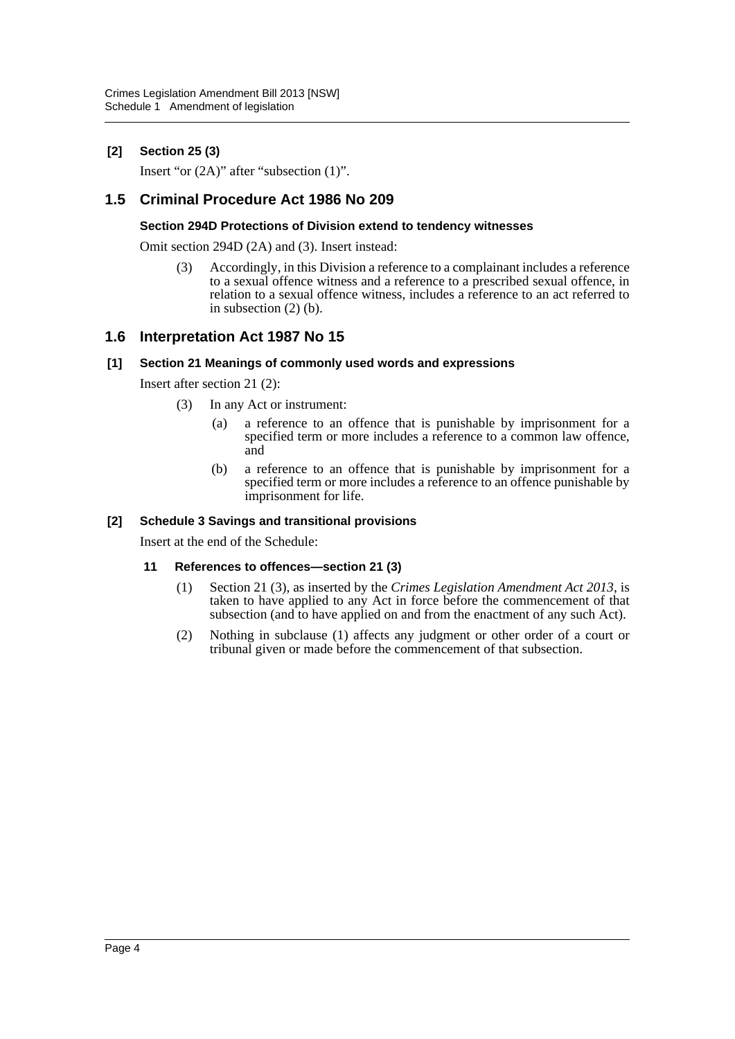**[2] Section 25 (3)**

Insert "or (2A)" after "subsection (1)".

## 1.5 Criminal Procedure Act 1986 No 209

**Section 294D Protections of Division extend to tendency witnesses**

Omit section 294D (2A) and (3). Insert instead:

> (3) Accordingly, in this Division a reference to a complainant includes a reference to a sexual offence witness and a reference to a prescribed sexual offence, in relation to a sexual offence witness, includes a reference to an act referred to in subsection (2) (b).

## 1.6 Interpretation Act 1987 No 15

**[1] Section 21 Meanings of commonly used words and expressions**

Insert after section 21 (2):

> (3) In any Act or instrument:
>
> (a) a reference to an offence that is punishable by imprisonment for a specified term or more includes a reference to a common law offence, and
>
> (b) a reference to an offence that is punishable by imprisonment for a specified term or more includes a reference to an offence punishable by imprisonment for life.

**[2] Schedule 3 Savings and transitional provisions**

Insert at the end of the Schedule:

**11 References to offences—section 21 (3)**

> (1) Section 21 (3), as inserted by the *Crimes Legislation Amendment Act 2013*, is taken to have applied to any Act in force before the commencement of that subsection (and to have applied on and from the enactment of any such Act).
>
> (2) Nothing in subclause (1) affects any judgment or other order of a court or tribunal given or made before the commencement of that subsection.